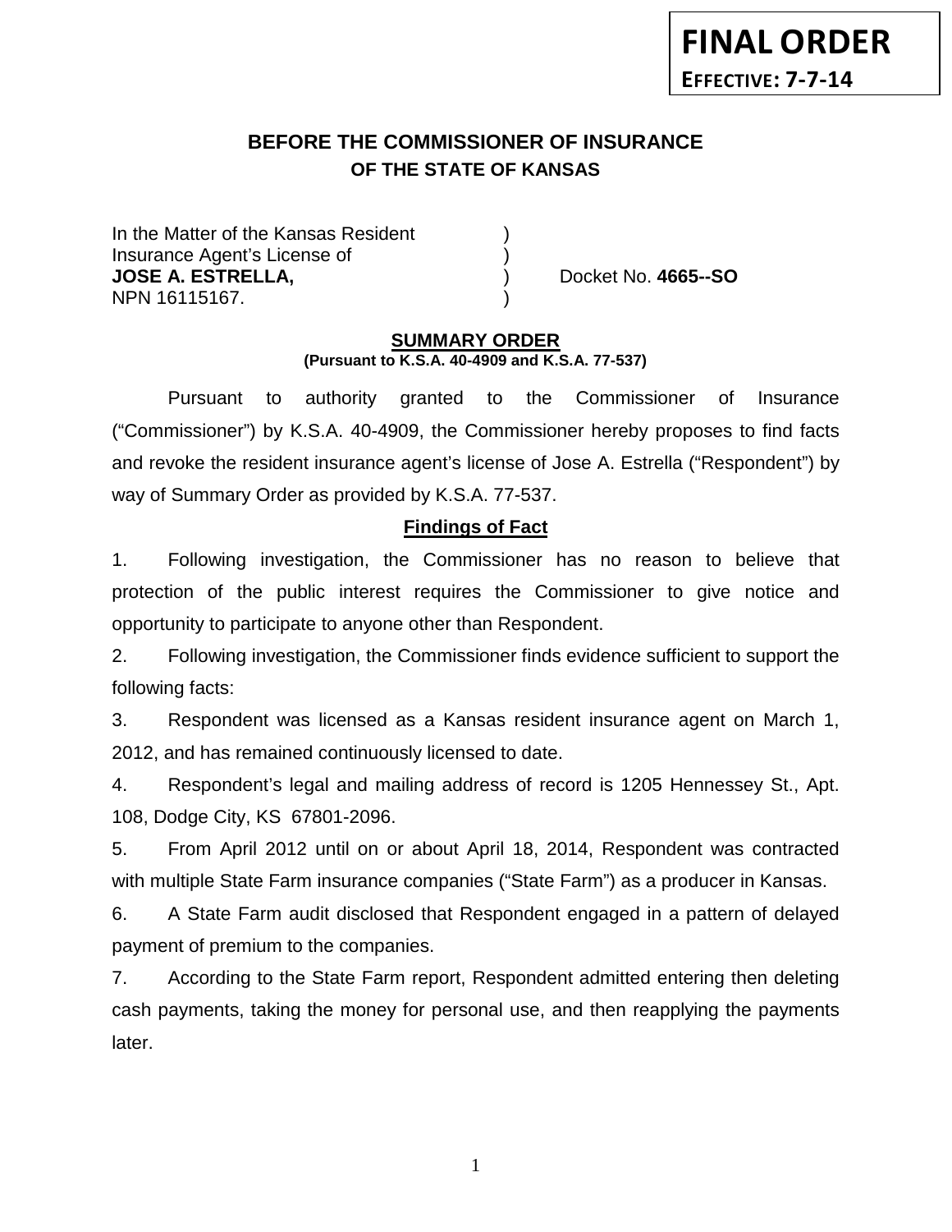**FINAL ORDER**

**EFFECTIVE: 7-7-14**

## BEFORE THE COMMISSIONER OF INSURANCE
### OF THE STATE OF KANSAS

In the Matter of the Kansas Resident )
Insurance Agent's License of )
**JOSE A. ESTRELLA,** ) Docket No. **4665--SO**
NPN 16115167. )

## SUMMARY ORDER
**(Pursuant to K.S.A. 40-4909 and K.S.A. 77-537)**

Pursuant to authority granted to the Commissioner of Insurance ("Commissioner") by K.S.A. 40-4909, the Commissioner hereby proposes to find facts and revoke the resident insurance agent's license of Jose A. Estrella ("Respondent") by way of Summary Order as provided by K.S.A. 77-537.

### Findings of Fact

1. Following investigation, the Commissioner has no reason to believe that protection of the public interest requires the Commissioner to give notice and opportunity to participate to anyone other than Respondent.

2. Following investigation, the Commissioner finds evidence sufficient to support the following facts:

3. Respondent was licensed as a Kansas resident insurance agent on March 1, 2012, and has remained continuously licensed to date.

4. Respondent's legal and mailing address of record is 1205 Hennessey St., Apt. 108, Dodge City, KS 67801-2096.

5. From April 2012 until on or about April 18, 2014, Respondent was contracted with multiple State Farm insurance companies ("State Farm") as a producer in Kansas.

6. A State Farm audit disclosed that Respondent engaged in a pattern of delayed payment of premium to the companies.

7. According to the State Farm report, Respondent admitted entering then deleting cash payments, taking the money for personal use, and then reapplying the payments later.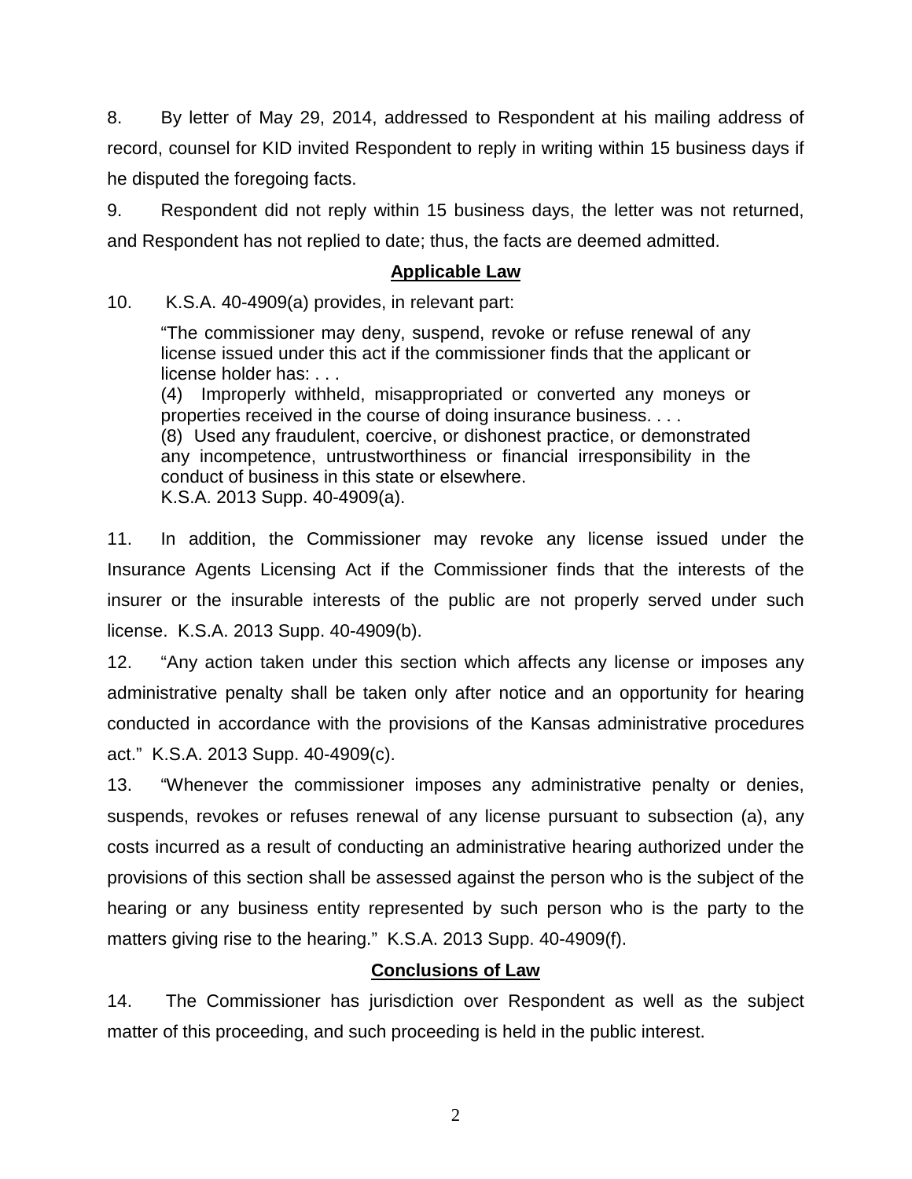8. By letter of May 29, 2014, addressed to Respondent at his mailing address of record, counsel for KID invited Respondent to reply in writing within 15 business days if he disputed the foregoing facts.

9. Respondent did not reply within 15 business days, the letter was not returned, and Respondent has not replied to date; thus, the facts are deemed admitted.

## Applicable Law

10. K.S.A. 40-4909(a) provides, in relevant part:

> "The commissioner may deny, suspend, revoke or refuse renewal of any license issued under this act if the commissioner finds that the applicant or license holder has: . . .
> (4) Improperly withheld, misappropriated or converted any moneys or properties received in the course of doing insurance business. . . .
> (8) Used any fraudulent, coercive, or dishonest practice, or demonstrated any incompetence, untrustworthiness or financial irresponsibility in the conduct of business in this state or elsewhere.
> K.S.A. 2013 Supp. 40-4909(a).

11. In addition, the Commissioner may revoke any license issued under the Insurance Agents Licensing Act if the Commissioner finds that the interests of the insurer or the insurable interests of the public are not properly served under such license. K.S.A. 2013 Supp. 40-4909(b).

12. "Any action taken under this section which affects any license or imposes any administrative penalty shall be taken only after notice and an opportunity for hearing conducted in accordance with the provisions of the Kansas administrative procedures act." K.S.A. 2013 Supp. 40-4909(c).

13. "Whenever the commissioner imposes any administrative penalty or denies, suspends, revokes or refuses renewal of any license pursuant to subsection (a), any costs incurred as a result of conducting an administrative hearing authorized under the provisions of this section shall be assessed against the person who is the subject of the hearing or any business entity represented by such person who is the party to the matters giving rise to the hearing." K.S.A. 2013 Supp. 40-4909(f).

## Conclusions of Law

14. The Commissioner has jurisdiction over Respondent as well as the subject matter of this proceeding, and such proceeding is held in the public interest.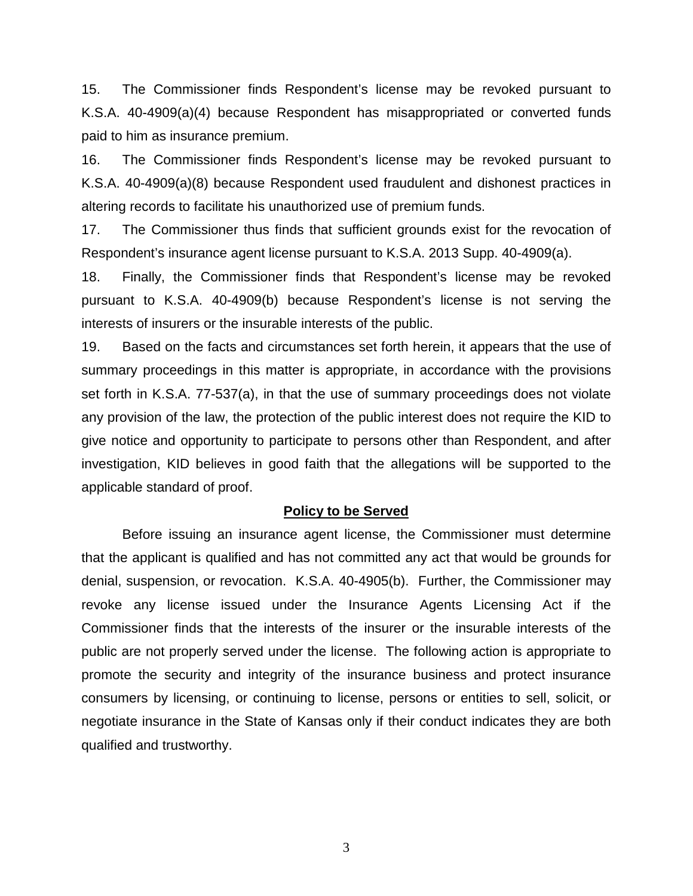15. The Commissioner finds Respondent's license may be revoked pursuant to K.S.A. 40-4909(a)(4) because Respondent has misappropriated or converted funds paid to him as insurance premium.

16. The Commissioner finds Respondent's license may be revoked pursuant to K.S.A. 40-4909(a)(8) because Respondent used fraudulent and dishonest practices in altering records to facilitate his unauthorized use of premium funds.

17. The Commissioner thus finds that sufficient grounds exist for the revocation of Respondent's insurance agent license pursuant to K.S.A. 2013 Supp. 40-4909(a).

18. Finally, the Commissioner finds that Respondent's license may be revoked pursuant to K.S.A. 40-4909(b) because Respondent's license is not serving the interests of insurers or the insurable interests of the public.

19. Based on the facts and circumstances set forth herein, it appears that the use of summary proceedings in this matter is appropriate, in accordance with the provisions set forth in K.S.A. 77-537(a), in that the use of summary proceedings does not violate any provision of the law, the protection of the public interest does not require the KID to give notice and opportunity to participate to persons other than Respondent, and after investigation, KID believes in good faith that the allegations will be supported to the applicable standard of proof.

## Policy to be Served

Before issuing an insurance agent license, the Commissioner must determine that the applicant is qualified and has not committed any act that would be grounds for denial, suspension, or revocation. K.S.A. 40-4905(b). Further, the Commissioner may revoke any license issued under the Insurance Agents Licensing Act if the Commissioner finds that the interests of the insurer or the insurable interests of the public are not properly served under the license. The following action is appropriate to promote the security and integrity of the insurance business and protect insurance consumers by licensing, or continuing to license, persons or entities to sell, solicit, or negotiate insurance in the State of Kansas only if their conduct indicates they are both qualified and trustworthy.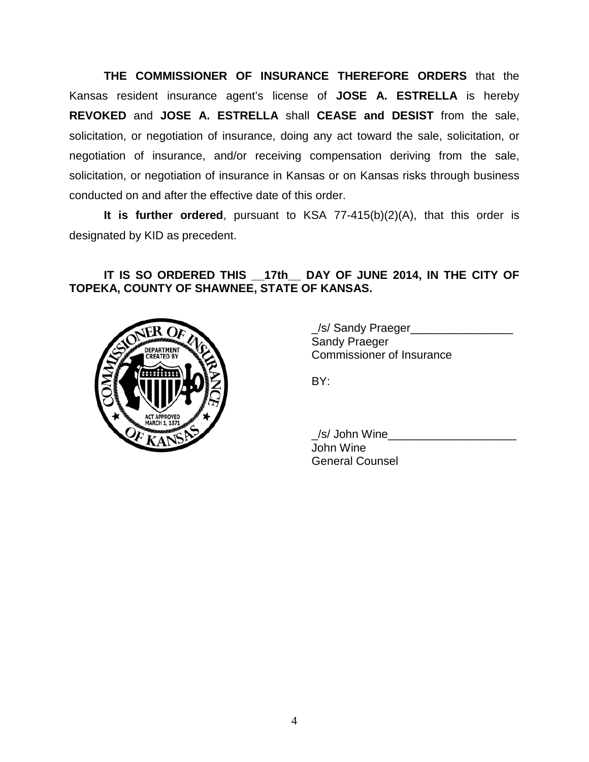**THE COMMISSIONER OF INSURANCE THEREFORE ORDERS** that the Kansas resident insurance agent's license of **JOSE A. ESTRELLA** is hereby **REVOKED** and **JOSE A. ESTRELLA** shall **CEASE and DESIST** from the sale, solicitation, or negotiation of insurance, doing any act toward the sale, solicitation, or negotiation of insurance, and/or receiving compensation deriving from the sale, solicitation, or negotiation of insurance in Kansas or on Kansas risks through business conducted on and after the effective date of this order.

**It is further ordered**, pursuant to KSA 77-415(b)(2)(A), that this order is designated by KID as precedent.

**IT IS SO ORDERED THIS __17th__ DAY OF JUNE 2014, IN THE CITY OF TOPEKA, COUNTY OF SHAWNEE, STATE OF KANSAS.**

_/s/ Sandy Praeger________________
Sandy Praeger
Commissioner of Insurance

BY:

_/s/ John Wine____________________
John Wine
General Counsel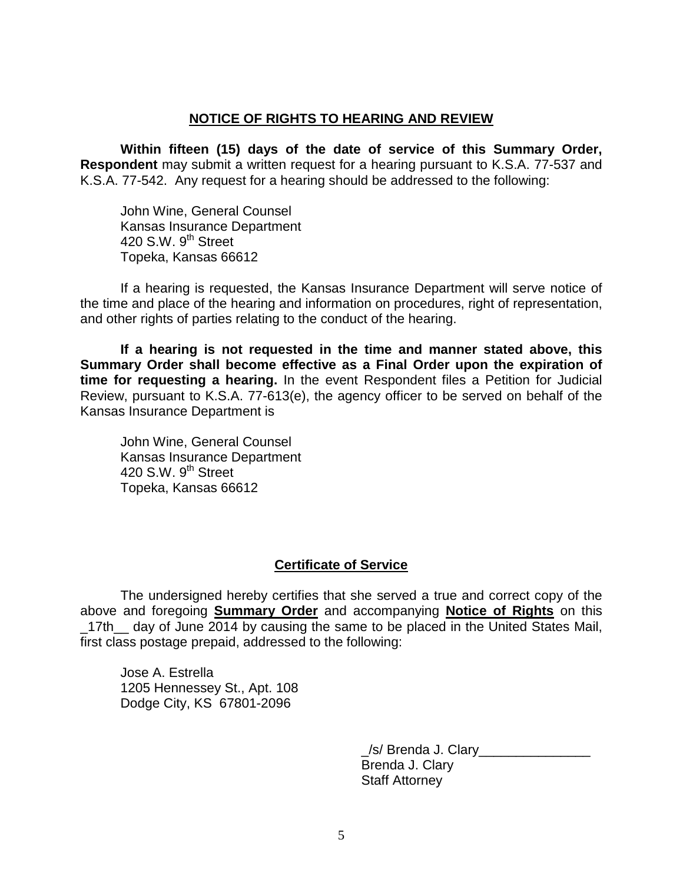## **NOTICE OF RIGHTS TO HEARING AND REVIEW**

**Within fifteen (15) days of the date of service of this Summary Order, Respondent** may submit a written request for a hearing pursuant to K.S.A. 77-537 and K.S.A. 77-542. Any request for a hearing should be addressed to the following:

John Wine, General Counsel
Kansas Insurance Department
420 S.W. 9th Street
Topeka, Kansas 66612

If a hearing is requested, the Kansas Insurance Department will serve notice of the time and place of the hearing and information on procedures, right of representation, and other rights of parties relating to the conduct of the hearing.

**If a hearing is not requested in the time and manner stated above, this Summary Order shall become effective as a Final Order upon the expiration of time for requesting a hearing.** In the event Respondent files a Petition for Judicial Review, pursuant to K.S.A. 77-613(e), the agency officer to be served on behalf of the Kansas Insurance Department is

John Wine, General Counsel
Kansas Insurance Department
420 S.W. 9th Street
Topeka, Kansas 66612

## **Certificate of Service**

The undersigned hereby certifies that she served a true and correct copy of the above and foregoing **Summary Order** and accompanying **Notice of Rights** on this _17th__ day of June 2014 by causing the same to be placed in the United States Mail, first class postage prepaid, addressed to the following:

Jose A. Estrella
1205 Hennessey St., Apt. 108
Dodge City, KS 67801-2096

_/s/ Brenda J. Clary_______________
Brenda J. Clary
Staff Attorney